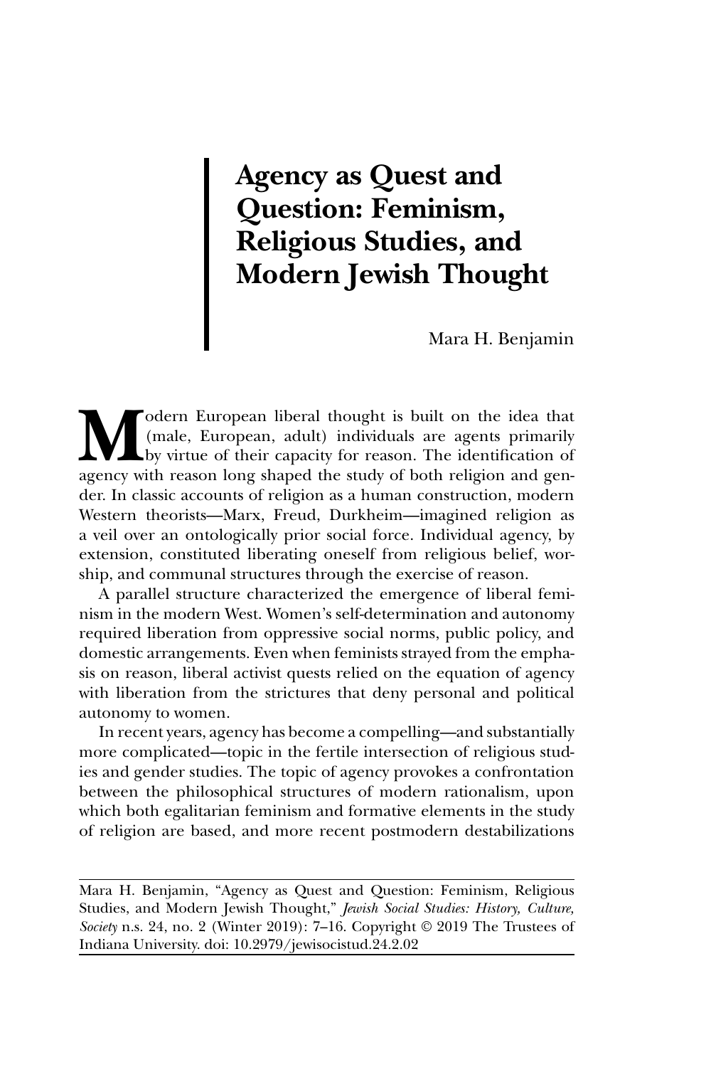# Agency as Quest and Question: Feminism, Religious Studies, and Modern Jewish Thought

Mara H. Benjamin

Modern European liberal thought is built on the idea that (male, European, adult) individuals are agents primarily by virtue of their capacity for reason. The identification of agency with reason long shaped the study of both religion and gender. In classic accounts of religion as a human construction, modern Western theorists—Marx, Freud, Durkheim—imagined religion as a veil over an ontologically prior social force. Individual agency, by extension, constituted liberating oneself from religious belief, worship, and communal structures through the exercise of reason.

A parallel structure characterized the emergence of liberal feminism in the modern West. Women's self-determination and autonomy required liberation from oppressive social norms, public policy, and domestic arrangements. Even when feminists strayed from the emphasis on reason, liberal activist quests relied on the equation of agency with liberation from the strictures that deny personal and political autonomy to women.

In recent years, agency has become a compelling—and substantially more complicated—topic in the fertile intersection of religious studies and gender studies. The topic of agency provokes a confrontation between the philosophical structures of modern rationalism, upon which both egalitarian feminism and formative elements in the study of religion are based, and more recent postmodern destabilizations

---

Mara H. Benjamin, "Agency as Quest and Question: Feminism, Religious Studies, and Modern Jewish Thought," *Jewish Social Studies: History, Culture, Society* n.s. 24, no. 2 (Winter 2019): 7–16. Copyright © 2019 The Trustees of Indiana University. doi: 10.2979/jewisocistud.24.2.02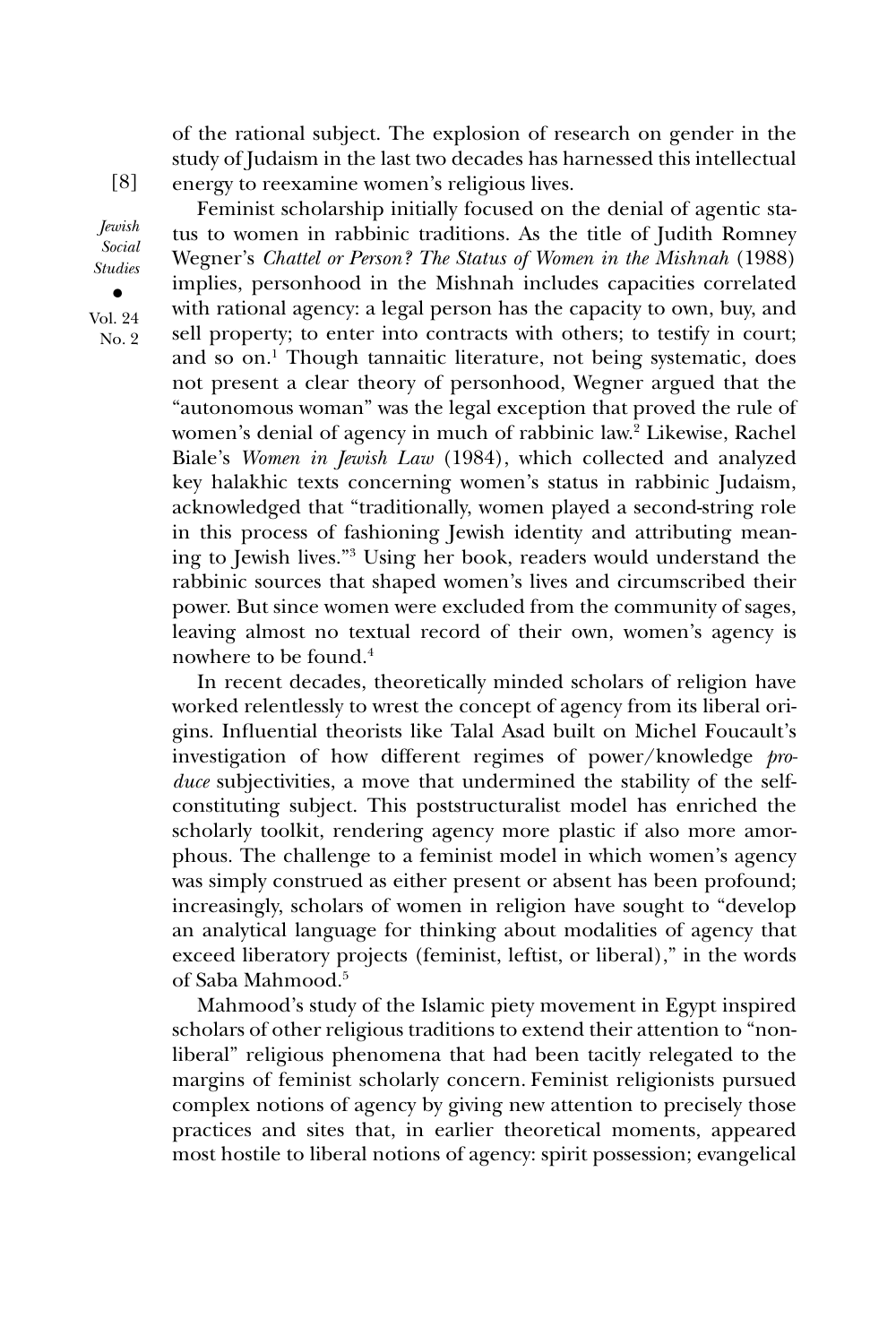of the rational subject. The explosion of research on gender in the study of Judaism in the last two decades has harnessed this intellectual energy to reexamine women's religious lives.

Feminist scholarship initially focused on the denial of agentic status to women in rabbinic traditions. As the title of Judith Romney Wegner's *Chattel or Person? The Status of Women in the Mishnah* (1988) implies, personhood in the Mishnah includes capacities correlated with rational agency: a legal person has the capacity to own, buy, and sell property; to enter into contracts with others; to testify in court; and so on.[1] Though tannaitic literature, not being systematic, does not present a clear theory of personhood, Wegner argued that the "autonomous woman" was the legal exception that proved the rule of women's denial of agency in much of rabbinic law.[2] Likewise, Rachel Biale's *Women in Jewish Law* (1984), which collected and analyzed key halakhic texts concerning women's status in rabbinic Judaism, acknowledged that "traditionally, women played a second-string role in this process of fashioning Jewish identity and attributing meaning to Jewish lives."[3] Using her book, readers would understand the rabbinic sources that shaped women's lives and circumscribed their power. But since women were excluded from the community of sages, leaving almost no textual record of their own, women's agency is nowhere to be found.[4]

In recent decades, theoretically minded scholars of religion have worked relentlessly to wrest the concept of agency from its liberal origins. Influential theorists like Talal Asad built on Michel Foucault's investigation of how different regimes of power/knowledge *produce* subjectivities, a move that undermined the stability of the self-constituting subject. This poststructuralist model has enriched the scholarly toolkit, rendering agency more plastic if also more amorphous. The challenge to a feminist model in which women's agency was simply construed as either present or absent has been profound; increasingly, scholars of women in religion have sought to "develop an analytical language for thinking about modalities of agency that exceed liberatory projects (feminist, leftist, or liberal)," in the words of Saba Mahmood.[5]

Mahmood's study of the Islamic piety movement in Egypt inspired scholars of other religious traditions to extend their attention to "nonliberal" religious phenomena that had been tacitly relegated to the margins of feminist scholarly concern. Feminist religionists pursued complex notions of agency by giving new attention to precisely those practices and sites that, in earlier theoretical moments, appeared most hostile to liberal notions of agency: spirit possession; evangelical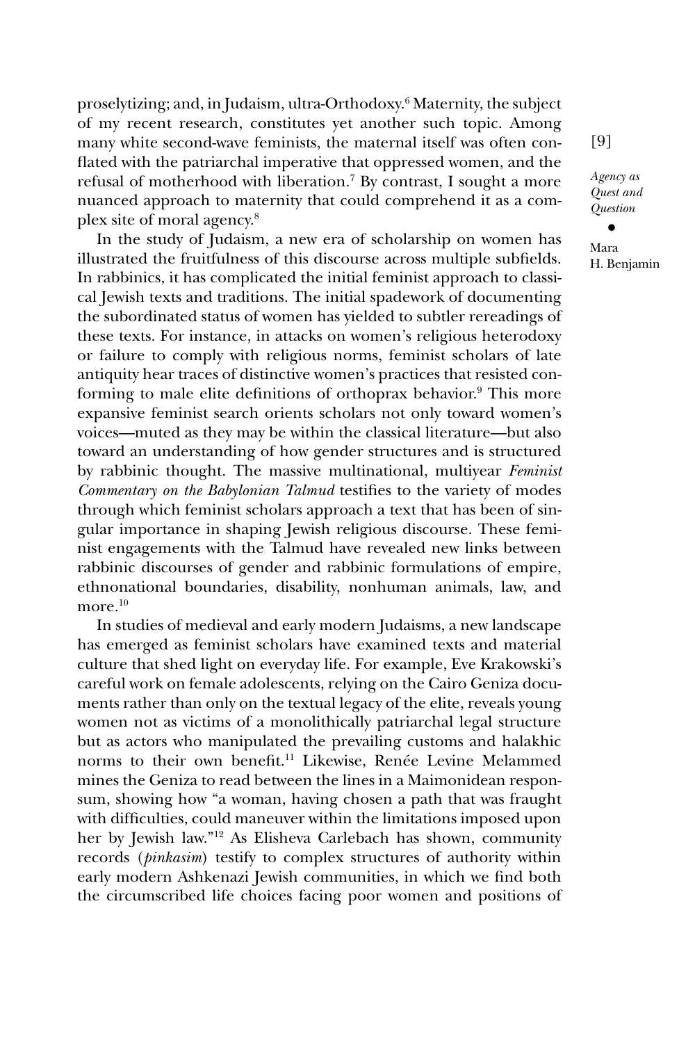proselytizing; and, in Judaism, ultra-Orthodoxy.[6] Maternity, the subject of my recent research, constitutes yet another such topic. Among many white second-wave feminists, the maternal itself was often conflated with the patriarchal imperative that oppressed women, and the refusal of motherhood with liberation.[7] By contrast, I sought a more nuanced approach to maternity that could comprehend it as a complex site of moral agency.[8]

In the study of Judaism, a new era of scholarship on women has illustrated the fruitfulness of this discourse across multiple subfields. In rabbinics, it has complicated the initial feminist approach to classical Jewish texts and traditions. The initial spadework of documenting the subordinated status of women has yielded to subtler rereadings of these texts. For instance, in attacks on women's religious heterodoxy or failure to comply with religious norms, feminist scholars of late antiquity hear traces of distinctive women's practices that resisted conforming to male elite definitions of orthoprax behavior.[9] This more expansive feminist search orients scholars not only toward women's voices—muted as they may be within the classical literature—but also toward an understanding of how gender structures and is structured by rabbinic thought. The massive multinational, multiyear *Feminist Commentary on the Babylonian Talmud* testifies to the variety of modes through which feminist scholars approach a text that has been of singular importance in shaping Jewish religious discourse. These feminist engagements with the Talmud have revealed new links between rabbinic discourses of gender and rabbinic formulations of empire, ethnonational boundaries, disability, nonhuman animals, law, and more.[10]

In studies of medieval and early modern Judaisms, a new landscape has emerged as feminist scholars have examined texts and material culture that shed light on everyday life. For example, Eve Krakowski's careful work on female adolescents, relying on the Cairo Geniza documents rather than only on the textual legacy of the elite, reveals young women not as victims of a monolithically patriarchal legal structure but as actors who manipulated the prevailing customs and halakhic norms to their own benefit.[11] Likewise, Renée Levine Melammed mines the Geniza to read between the lines in a Maimonidean responsum, showing how "a woman, having chosen a path that was fraught with difficulties, could maneuver within the limitations imposed upon her by Jewish law."[12] As Elisheva Carlebach has shown, community records (*pinkasim*) testify to complex structures of authority within early modern Ashkenazi Jewish communities, in which we find both the circumscribed life choices facing poor women and positions of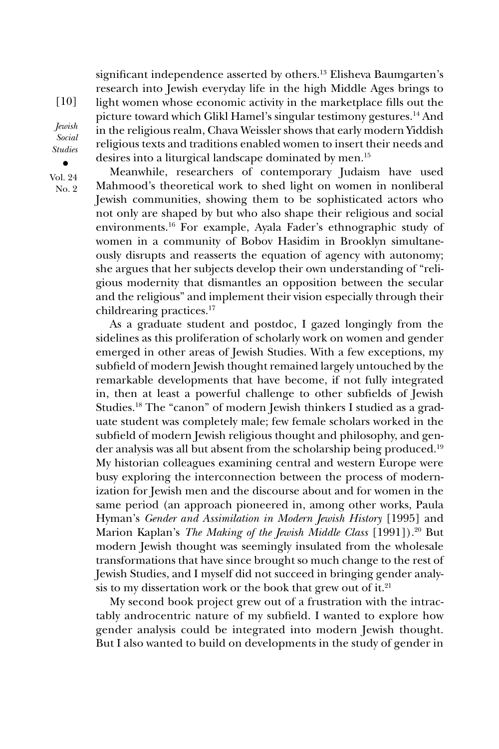significant independence asserted by others.[13] Elisheva Baumgarten's research into Jewish everyday life in the high Middle Ages brings to light women whose economic activity in the marketplace fills out the picture toward which Glikl Hamel's singular testimony gestures.[14] And in the religious realm, Chava Weissler shows that early modern Yiddish religious texts and traditions enabled women to insert their needs and desires into a liturgical landscape dominated by men.[15]

Meanwhile, researchers of contemporary Judaism have used Mahmood's theoretical work to shed light on women in nonliberal Jewish communities, showing them to be sophisticated actors who not only are shaped by but who also shape their religious and social environments.[16] For example, Ayala Fader's ethnographic study of women in a community of Bobov Hasidim in Brooklyn simultaneously disrupts and reasserts the equation of agency with autonomy; she argues that her subjects develop their own understanding of "religious modernity that dismantles an opposition between the secular and the religious" and implement their vision especially through their childrearing practices.[17]

As a graduate student and postdoc, I gazed longingly from the sidelines as this proliferation of scholarly work on women and gender emerged in other areas of Jewish Studies. With a few exceptions, my subfield of modern Jewish thought remained largely untouched by the remarkable developments that have become, if not fully integrated in, then at least a powerful challenge to other subfields of Jewish Studies.[18] The "canon" of modern Jewish thinkers I studied as a graduate student was completely male; few female scholars worked in the subfield of modern Jewish religious thought and philosophy, and gender analysis was all but absent from the scholarship being produced.[19] My historian colleagues examining central and western Europe were busy exploring the interconnection between the process of modernization for Jewish men and the discourse about and for women in the same period (an approach pioneered in, among other works, Paula Hyman's *Gender and Assimilation in Modern Jewish History* [1995] and Marion Kaplan's *The Making of the Jewish Middle Class* [1991]).[20] But modern Jewish thought was seemingly insulated from the wholesale transformations that have since brought so much change to the rest of Jewish Studies, and I myself did not succeed in bringing gender analysis to my dissertation work or the book that grew out of it.[21]

My second book project grew out of a frustration with the intractably androcentric nature of my subfield. I wanted to explore how gender analysis could be integrated into modern Jewish thought. But I also wanted to build on developments in the study of gender in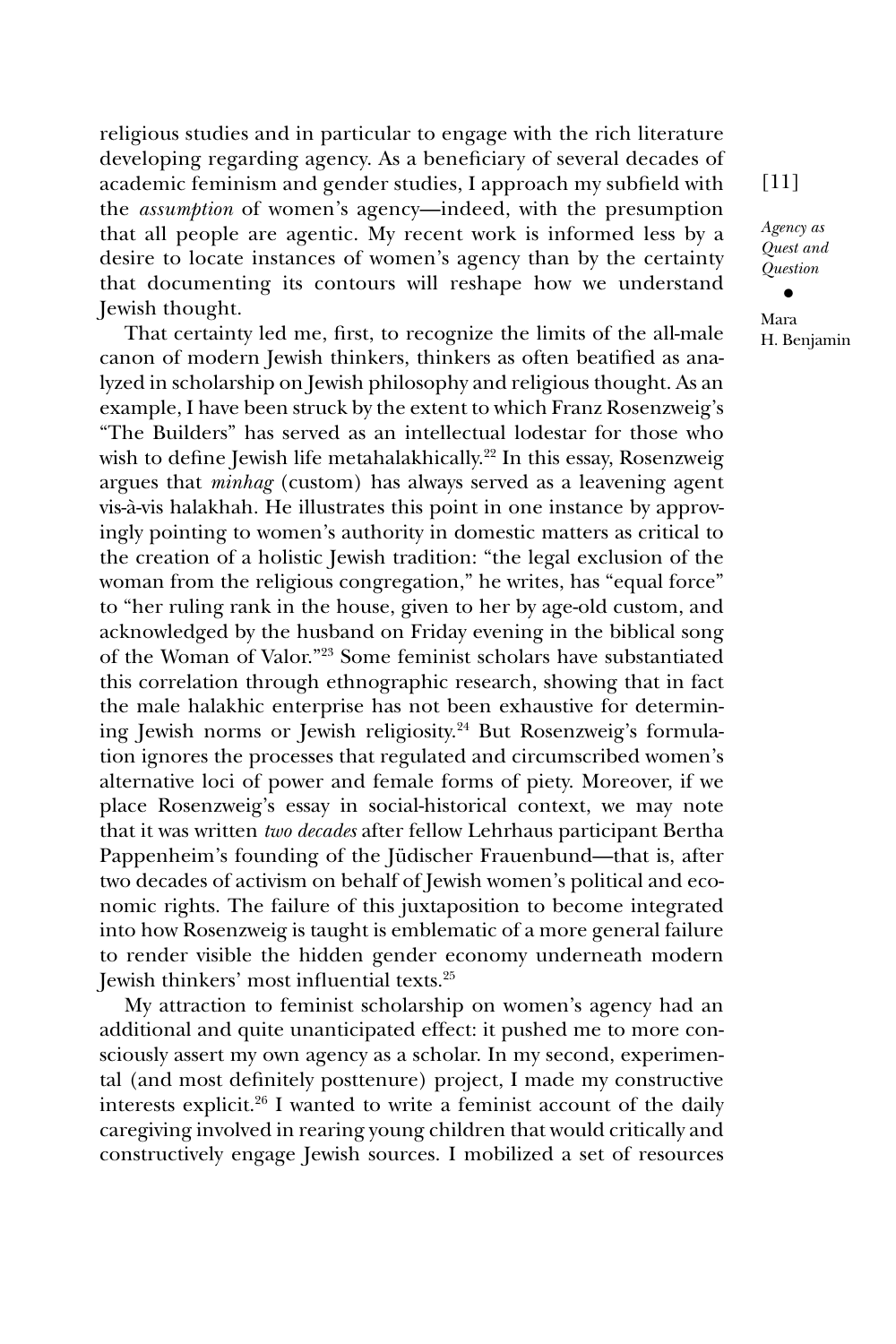religious studies and in particular to engage with the rich literature developing regarding agency. As a beneficiary of several decades of academic feminism and gender studies, I approach my subfield with the *assumption* of women's agency—indeed, with the presumption that all people are agentic. My recent work is informed less by a desire to locate instances of women's agency than by the certainty that documenting its contours will reshape how we understand Jewish thought.

That certainty led me, first, to recognize the limits of the all-male canon of modern Jewish thinkers, thinkers as often beatified as analyzed in scholarship on Jewish philosophy and religious thought. As an example, I have been struck by the extent to which Franz Rosenzweig's "The Builders" has served as an intellectual lodestar for those who wish to define Jewish life metahalakhically.[22] In this essay, Rosenzweig argues that *minhag* (custom) has always served as a leavening agent vis-à-vis halakhah. He illustrates this point in one instance by approvingly pointing to women's authority in domestic matters as critical to the creation of a holistic Jewish tradition: "the legal exclusion of the woman from the religious congregation," he writes, has "equal force" to "her ruling rank in the house, given to her by age-old custom, and acknowledged by the husband on Friday evening in the biblical song of the Woman of Valor."[23] Some feminist scholars have substantiated this correlation through ethnographic research, showing that in fact the male halakhic enterprise has not been exhaustive for determining Jewish norms or Jewish religiosity.[24] But Rosenzweig's formulation ignores the processes that regulated and circumscribed women's alternative loci of power and female forms of piety. Moreover, if we place Rosenzweig's essay in social-historical context, we may note that it was written *two decades* after fellow Lehrhaus participant Bertha Pappenheim's founding of the Jüdischer Frauenbund—that is, after two decades of activism on behalf of Jewish women's political and economic rights. The failure of this juxtaposition to become integrated into how Rosenzweig is taught is emblematic of a more general failure to render visible the hidden gender economy underneath modern Jewish thinkers' most influential texts.[25]

My attraction to feminist scholarship on women's agency had an additional and quite unanticipated effect: it pushed me to more consciously assert my own agency as a scholar. In my second, experimental (and most definitely posttenure) project, I made my constructive interests explicit.[26] I wanted to write a feminist account of the daily caregiving involved in rearing young children that would critically and constructively engage Jewish sources. I mobilized a set of resources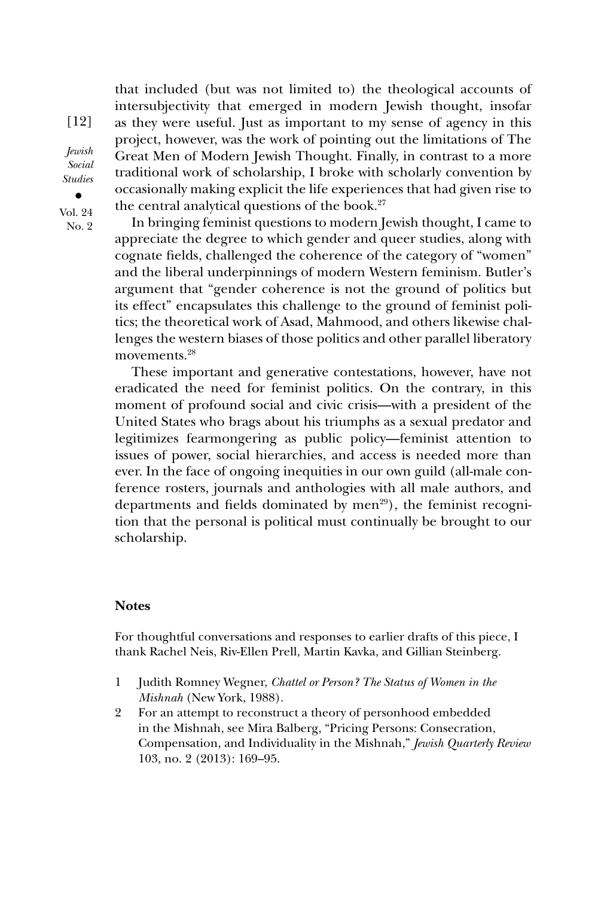that included (but was not limited to) the theological accounts of intersubjectivity that emerged in modern Jewish thought, insofar as they were useful. Just as important to my sense of agency in this project, however, was the work of pointing out the limitations of The Great Men of Modern Jewish Thought. Finally, in contrast to a more traditional work of scholarship, I broke with scholarly convention by occasionally making explicit the life experiences that had given rise to the central analytical questions of the book.[27]

In bringing feminist questions to modern Jewish thought, I came to appreciate the degree to which gender and queer studies, along with cognate fields, challenged the coherence of the category of "women" and the liberal underpinnings of modern Western feminism. Butler's argument that "gender coherence is not the ground of politics but its effect" encapsulates this challenge to the ground of feminist politics; the theoretical work of Asad, Mahmood, and others likewise challenges the western biases of those politics and other parallel liberatory movements.[28]

These important and generative contestations, however, have not eradicated the need for feminist politics. On the contrary, in this moment of profound social and civic crisis—with a president of the United States who brags about his triumphs as a sexual predator and legitimizes fearmongering as public policy—feminist attention to issues of power, social hierarchies, and access is needed more than ever. In the face of ongoing inequities in our own guild (all-male conference rosters, journals and anthologies with all male authors, and departments and fields dominated by men[29]), the feminist recognition that the personal is political must continually be brought to our scholarship.

## Notes

For thoughtful conversations and responses to earlier drafts of this piece, I thank Rachel Neis, Riv-Ellen Prell, Martin Kavka, and Gillian Steinberg.

1. Judith Romney Wegner, *Chattel or Person? The Status of Women in the Mishnah* (New York, 1988).
2. For an attempt to reconstruct a theory of personhood embedded in the Mishnah, see Mira Balberg, "Pricing Persons: Consecration, Compensation, and Individuality in the Mishnah," *Jewish Quarterly Review* 103, no. 2 (2013): 169–95.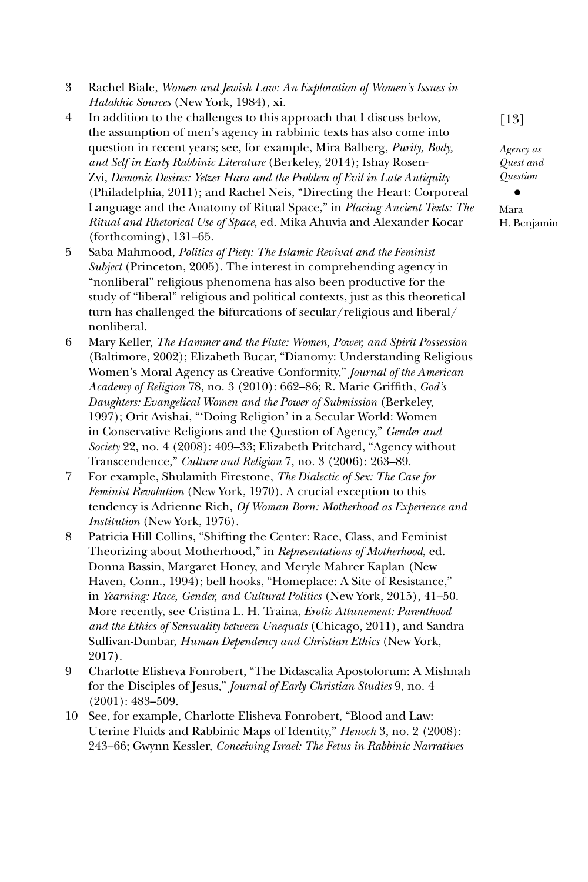3 Rachel Biale, *Women and Jewish Law: An Exploration of Women's Issues in Halakhic Sources* (New York, 1984), xi.

4 In addition to the challenges to this approach that I discuss below, the assumption of men's agency in rabbinic texts has also come into question in recent years; see, for example, Mira Balberg, *Purity, Body, and Self in Early Rabbinic Literature* (Berkeley, 2014); Ishay Rosen-Zvi, *Demonic Desires: Yetzer Hara and the Problem of Evil in Late Antiquity* (Philadelphia, 2011); and Rachel Neis, "Directing the Heart: Corporeal Language and the Anatomy of Ritual Space," in *Placing Ancient Texts: The Ritual and Rhetorical Use of Space*, ed. Mika Ahuvia and Alexander Kocar (forthcoming), 131–65.

5 Saba Mahmood, *Politics of Piety: The Islamic Revival and the Feminist Subject* (Princeton, 2005). The interest in comprehending agency in "nonliberal" religious phenomena has also been productive for the study of "liberal" religious and political contexts, just as this theoretical turn has challenged the bifurcations of secular/religious and liberal/nonliberal.

6 Mary Keller, *The Hammer and the Flute: Women, Power, and Spirit Possession* (Baltimore, 2002); Elizabeth Bucar, "Dianomy: Understanding Religious Women's Moral Agency as Creative Conformity," *Journal of the American Academy of Religion* 78, no. 3 (2010): 662–86; R. Marie Griffith, *God's Daughters: Evangelical Women and the Power of Submission* (Berkeley, 1997); Orit Avishai, "'Doing Religion' in a Secular World: Women in Conservative Religions and the Question of Agency," *Gender and Society* 22, no. 4 (2008): 409–33; Elizabeth Pritchard, "Agency without Transcendence," *Culture and Religion* 7, no. 3 (2006): 263–89.

7 For example, Shulamith Firestone, *The Dialectic of Sex: The Case for Feminist Revolution* (New York, 1970). A crucial exception to this tendency is Adrienne Rich, *Of Woman Born: Motherhood as Experience and Institution* (New York, 1976).

8 Patricia Hill Collins, "Shifting the Center: Race, Class, and Feminist Theorizing about Motherhood," in *Representations of Motherhood*, ed. Donna Bassin, Margaret Honey, and Meryle Mahrer Kaplan (New Haven, Conn., 1994); bell hooks, "Homeplace: A Site of Resistance," in *Yearning: Race, Gender, and Cultural Politics* (New York, 2015), 41–50. More recently, see Cristina L. H. Traina, *Erotic Attunement: Parenthood and the Ethics of Sensuality between Unequals* (Chicago, 2011), and Sandra Sullivan-Dunbar, *Human Dependency and Christian Ethics* (New York, 2017).

9 Charlotte Elisheva Fonrobert, "The Didascalia Apostolorum: A Mishnah for the Disciples of Jesus," *Journal of Early Christian Studies* 9, no. 4 (2001): 483–509.

10 See, for example, Charlotte Elisheva Fonrobert, "Blood and Law: Uterine Fluids and Rabbinic Maps of Identity," *Henoch* 3, no. 2 (2008): 243–66; Gwynn Kessler, *Conceiving Israel: The Fetus in Rabbinic Narratives*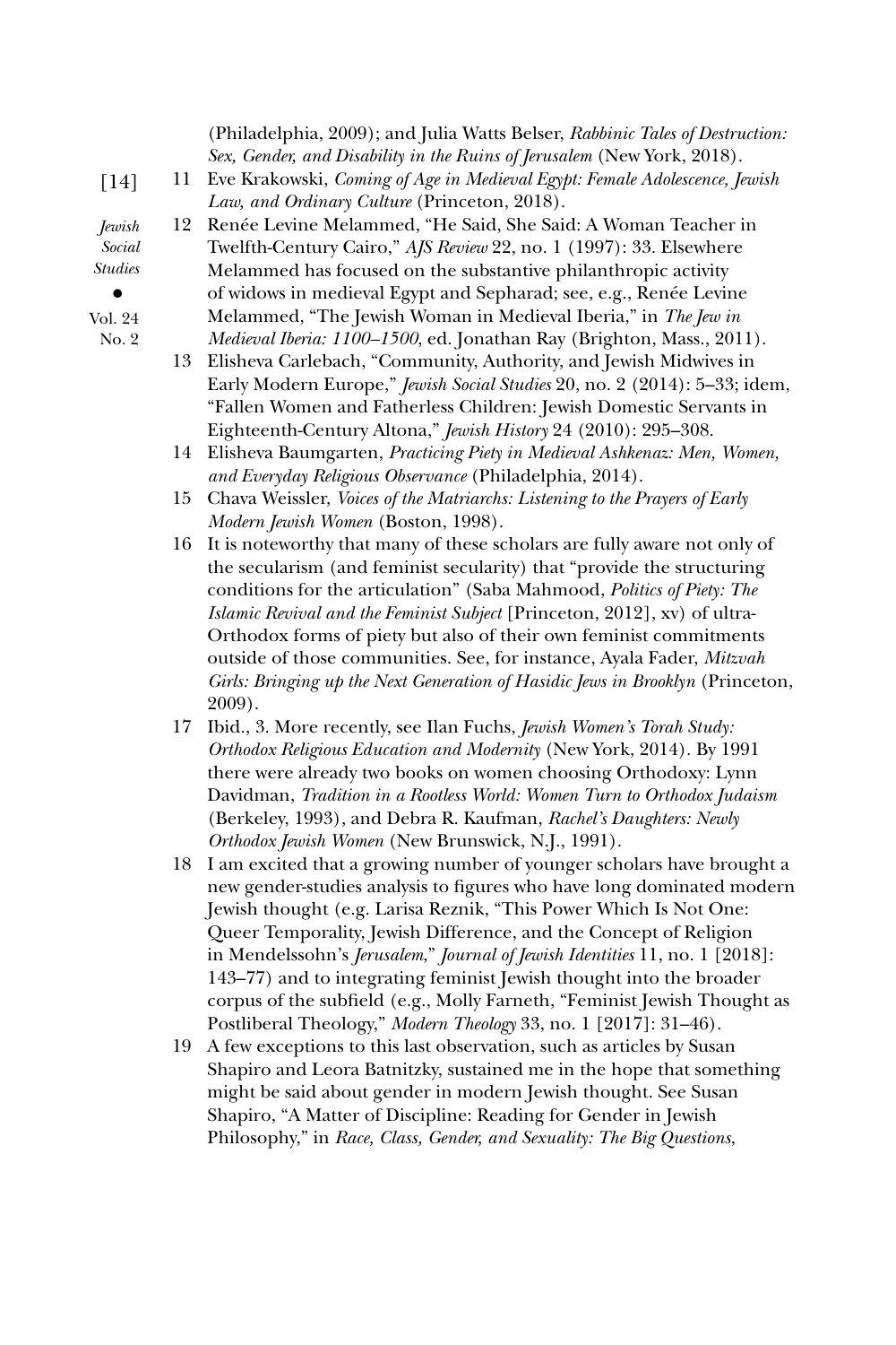(Philadelphia, 2009); and Julia Watts Belser, *Rabbinic Tales of Destruction: Sex, Gender, and Disability in the Ruins of Jerusalem* (New York, 2018).

11 Eve Krakowski, *Coming of Age in Medieval Egypt: Female Adolescence, Jewish Law, and Ordinary Culture* (Princeton, 2018).

12 Renée Levine Melammed, "He Said, She Said: A Woman Teacher in Twelfth-Century Cairo," *AJS Review* 22, no. 1 (1997): 33. Elsewhere Melammed has focused on the substantive philanthropic activity of widows in medieval Egypt and Sepharad; see, e.g., Renée Levine Melammed, "The Jewish Woman in Medieval Iberia," in *The Jew in Medieval Iberia: 1100–1500*, ed. Jonathan Ray (Brighton, Mass., 2011).

13 Elisheva Carlebach, "Community, Authority, and Jewish Midwives in Early Modern Europe," *Jewish Social Studies* 20, no. 2 (2014): 5–33; idem, "Fallen Women and Fatherless Children: Jewish Domestic Servants in Eighteenth-Century Altona," *Jewish History* 24 (2010): 295–308.

14 Elisheva Baumgarten, *Practicing Piety in Medieval Ashkenaz: Men, Women, and Everyday Religious Observance* (Philadelphia, 2014).

15 Chava Weissler, *Voices of the Matriarchs: Listening to the Prayers of Early Modern Jewish Women* (Boston, 1998).

16 It is noteworthy that many of these scholars are fully aware not only of the secularism (and feminist secularity) that "provide the structuring conditions for the articulation" (Saba Mahmood, *Politics of Piety: The Islamic Revival and the Feminist Subject* [Princeton, 2012], xv) of ultra-Orthodox forms of piety but also of their own feminist commitments outside of those communities. See, for instance, Ayala Fader, *Mitzvah Girls: Bringing up the Next Generation of Hasidic Jews in Brooklyn* (Princeton, 2009).

17 Ibid., 3. More recently, see Ilan Fuchs, *Jewish Women's Torah Study: Orthodox Religious Education and Modernity* (New York, 2014). By 1991 there were already two books on women choosing Orthodoxy: Lynn Davidman, *Tradition in a Rootless World: Women Turn to Orthodox Judaism* (Berkeley, 1993), and Debra R. Kaufman, *Rachel's Daughters: Newly Orthodox Jewish Women* (New Brunswick, N.J., 1991).

18 I am excited that a growing number of younger scholars have brought a new gender-studies analysis to figures who have long dominated modern Jewish thought (e.g. Larisa Reznik, "This Power Which Is Not One: Queer Temporality, Jewish Difference, and the Concept of Religion in Mendelssohn's *Jerusalem*," *Journal of Jewish Identities* 11, no. 1 [2018]: 143–77) and to integrating feminist Jewish thought into the broader corpus of the subfield (e.g., Molly Farneth, "Feminist Jewish Thought as Postliberal Theology," *Modern Theology* 33, no. 1 [2017]: 31–46).

19 A few exceptions to this last observation, such as articles by Susan Shapiro and Leora Batnitzky, sustained me in the hope that something might be said about gender in modern Jewish thought. See Susan Shapiro, "A Matter of Discipline: Reading for Gender in Jewish Philosophy," in *Race, Class, Gender, and Sexuality: The Big Questions*,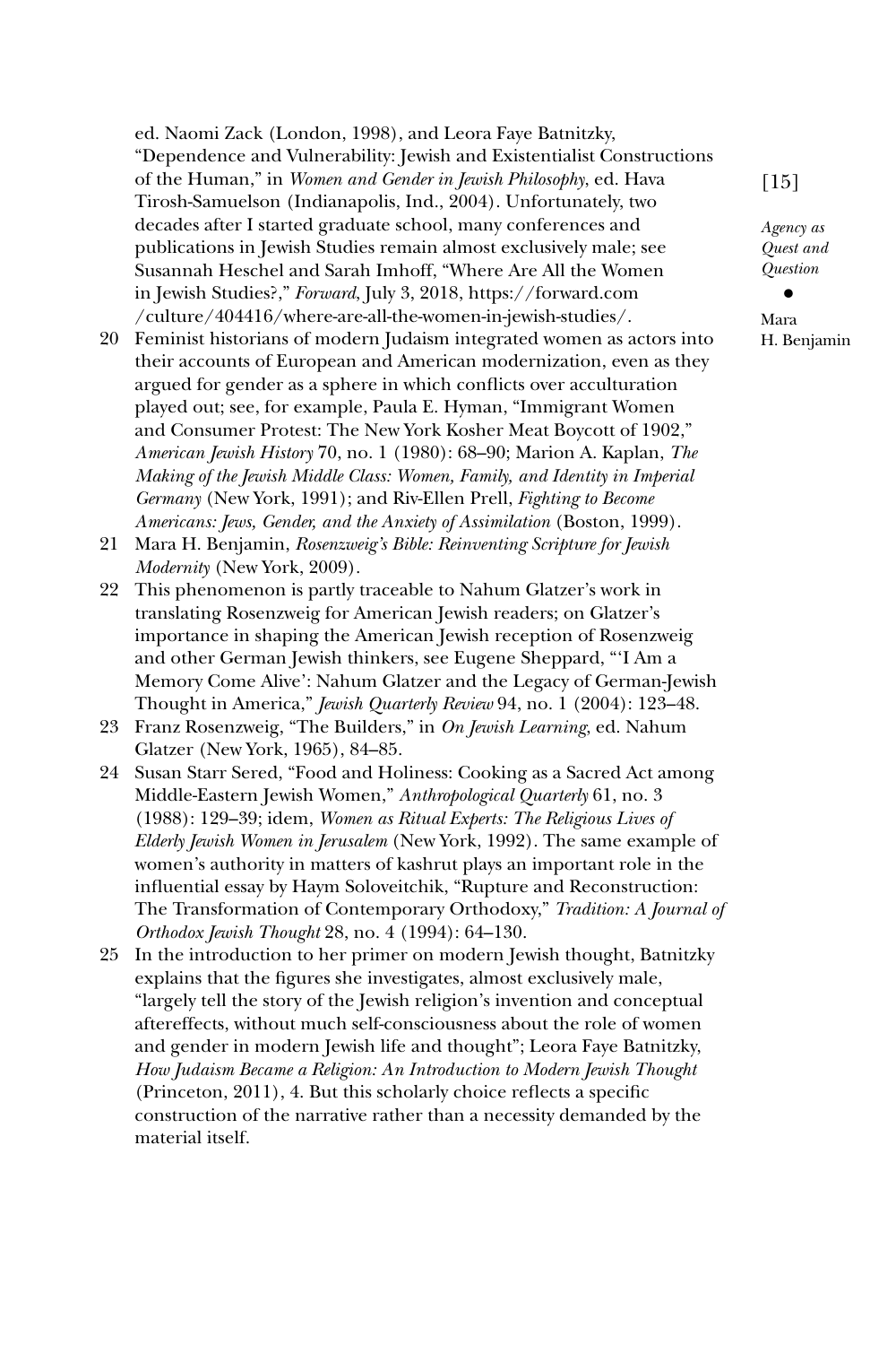ed. Naomi Zack (London, 1998), and Leora Faye Batnitzky, "Dependence and Vulnerability: Jewish and Existentialist Constructions of the Human," in *Women and Gender in Jewish Philosophy*, ed. Hava Tirosh-Samuelson (Indianapolis, Ind., 2004). Unfortunately, two decades after I started graduate school, many conferences and publications in Jewish Studies remain almost exclusively male; see Susannah Heschel and Sarah Imhoff, "Where Are All the Women in Jewish Studies?," *Forward*, July 3, 2018, https://forward.com/culture/404416/where-are-all-the-women-in-jewish-studies/.

20 Feminist historians of modern Judaism integrated women as actors into their accounts of European and American modernization, even as they argued for gender as a sphere in which conflicts over acculturation played out; see, for example, Paula E. Hyman, "Immigrant Women and Consumer Protest: The New York Kosher Meat Boycott of 1902," *American Jewish History* 70, no. 1 (1980): 68–90; Marion A. Kaplan, *The Making of the Jewish Middle Class: Women, Family, and Identity in Imperial Germany* (New York, 1991); and Riv-Ellen Prell, *Fighting to Become Americans: Jews, Gender, and the Anxiety of Assimilation* (Boston, 1999).

21 Mara H. Benjamin, *Rosenzweig's Bible: Reinventing Scripture for Jewish Modernity* (New York, 2009).

22 This phenomenon is partly traceable to Nahum Glatzer's work in translating Rosenzweig for American Jewish readers; on Glatzer's importance in shaping the American Jewish reception of Rosenzweig and other German Jewish thinkers, see Eugene Sheppard, "'I Am a Memory Come Alive': Nahum Glatzer and the Legacy of German-Jewish Thought in America," *Jewish Quarterly Review* 94, no. 1 (2004): 123–48.

23 Franz Rosenzweig, "The Builders," in *On Jewish Learning*, ed. Nahum Glatzer (New York, 1965), 84–85.

24 Susan Starr Sered, "Food and Holiness: Cooking as a Sacred Act among Middle-Eastern Jewish Women," *Anthropological Quarterly* 61, no. 3 (1988): 129–39; idem, *Women as Ritual Experts: The Religious Lives of Elderly Jewish Women in Jerusalem* (New York, 1992). The same example of women's authority in matters of kashrut plays an important role in the influential essay by Haym Soloveitchik, "Rupture and Reconstruction: The Transformation of Contemporary Orthodoxy," *Tradition: A Journal of Orthodox Jewish Thought* 28, no. 4 (1994): 64–130.

25 In the introduction to her primer on modern Jewish thought, Batnitzky explains that the figures she investigates, almost exclusively male, "largely tell the story of the Jewish religion's invention and conceptual aftereffects, without much self-consciousness about the role of women and gender in modern Jewish life and thought"; Leora Faye Batnitzky, *How Judaism Became a Religion: An Introduction to Modern Jewish Thought* (Princeton, 2011), 4. But this scholarly choice reflects a specific construction of the narrative rather than a necessity demanded by the material itself.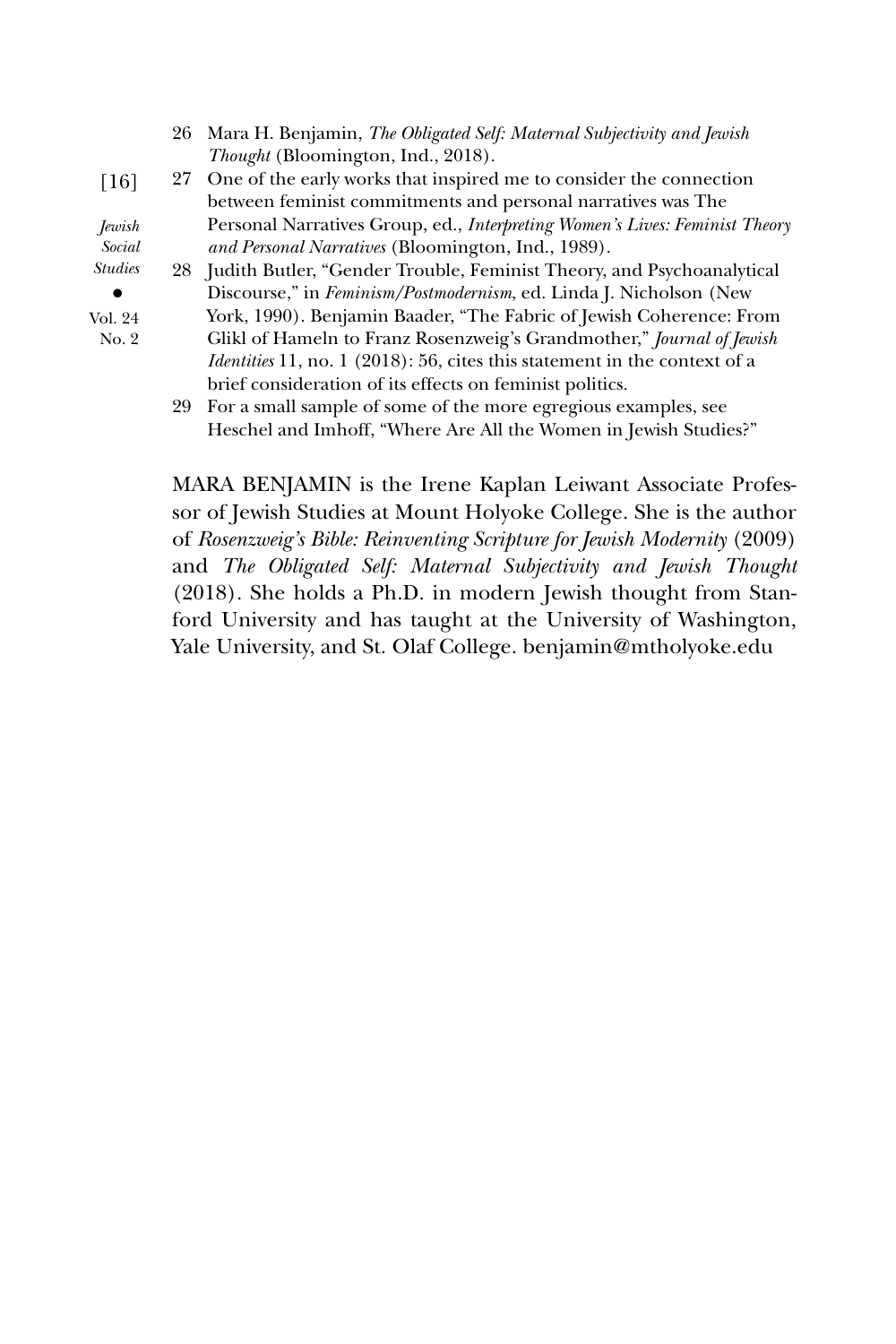26 Mara H. Benjamin, *The Obligated Self: Maternal Subjectivity and Jewish Thought* (Bloomington, Ind., 2018).

27 One of the early works that inspired me to consider the connection between feminist commitments and personal narratives was The Personal Narratives Group, ed., *Interpreting Women's Lives: Feminist Theory and Personal Narratives* (Bloomington, Ind., 1989).

28 Judith Butler, "Gender Trouble, Feminist Theory, and Psychoanalytical Discourse," in *Feminism/Postmodernism*, ed. Linda J. Nicholson (New York, 1990). Benjamin Baader, "The Fabric of Jewish Coherence: From Glikl of Hameln to Franz Rosenzweig's Grandmother," *Journal of Jewish Identities* 11, no. 1 (2018): 56, cites this statement in the context of a brief consideration of its effects on feminist politics.

29 For a small sample of some of the more egregious examples, see Heschel and Imhoff, "Where Are All the Women in Jewish Studies?"

MARA BENJAMIN is the Irene Kaplan Leiwant Associate Professor of Jewish Studies at Mount Holyoke College. She is the author of *Rosenzweig's Bible: Reinventing Scripture for Jewish Modernity* (2009) and *The Obligated Self: Maternal Subjectivity and Jewish Thought* (2018). She holds a Ph.D. in modern Jewish thought from Stanford University and has taught at the University of Washington, Yale University, and St. Olaf College. benjamin@mtholyoke.edu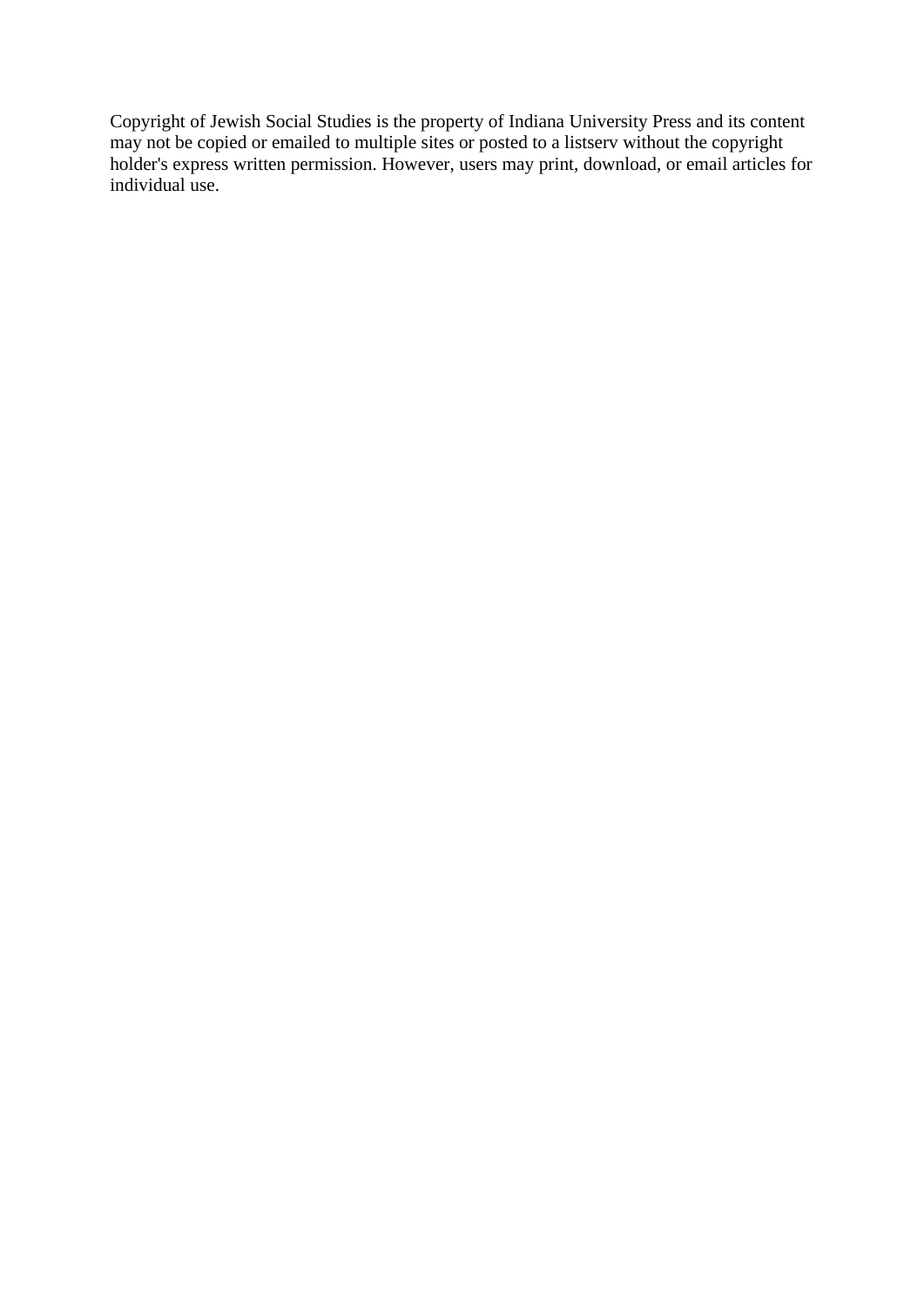Copyright of Jewish Social Studies is the property of Indiana University Press and its content may not be copied or emailed to multiple sites or posted to a listserv without the copyright holder's express written permission. However, users may print, download, or email articles for individual use.